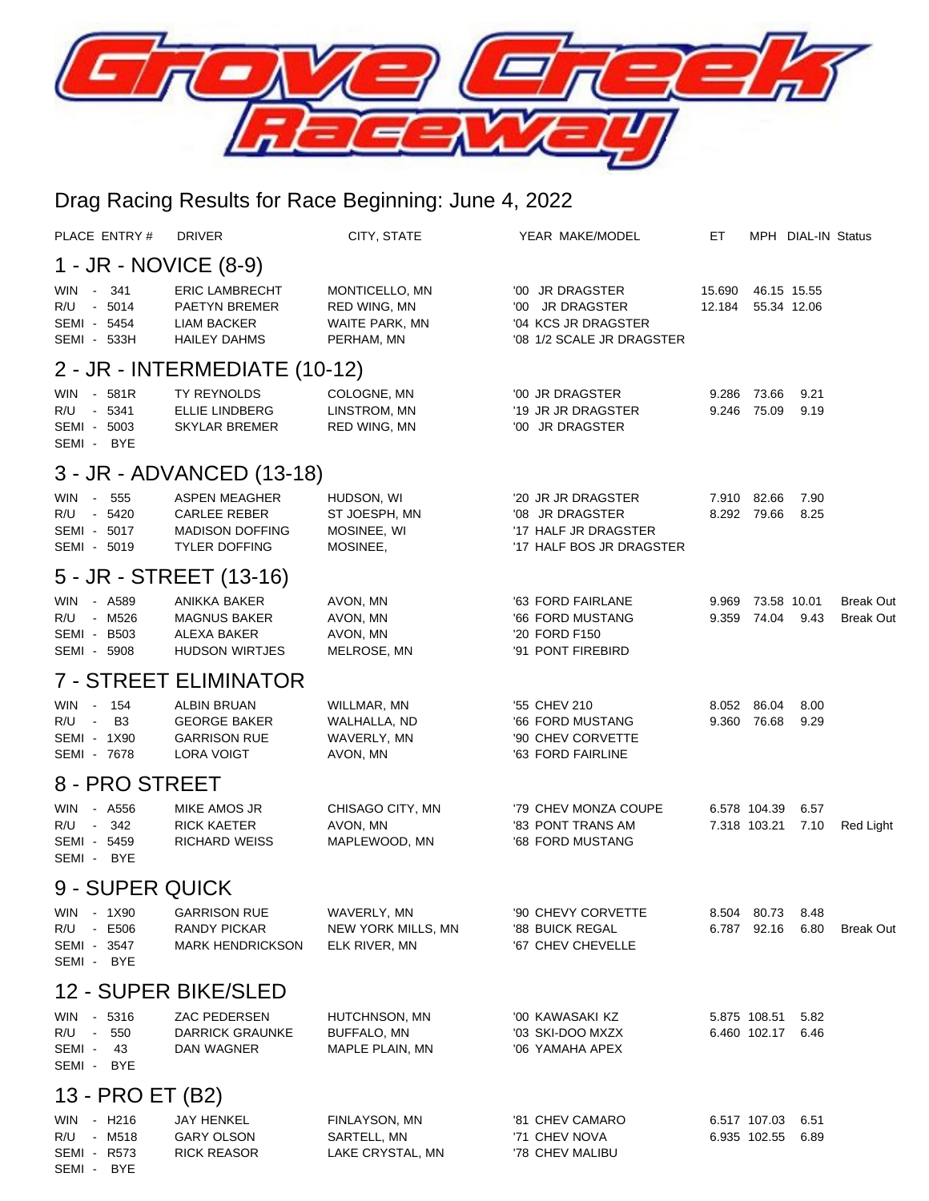# Grove Creek Raceway

## Drag Racing Results for Race Beginning: June 4, 2022

| PLACE | ENTRY # | DRIVER | CITY, STATE | YEAR MAKE/MODEL | ET | MPH | DIAL-IN | Status |
|---|---|---|---|---|---|---|---|---|

### 1 - JR - NOVICE (8-9)

| PLACE | ENTRY # | DRIVER | CITY, STATE | YEAR MAKE/MODEL | ET | MPH | DIAL-IN | Status |
|---|---|---|---|---|---|---|---|---|
| WIN | 341 | ERIC LAMBRECHT | MONTICELLO, MN | '00 JR DRAGSTER | 15.690 | 46.15 | 15.55 | |
| R/U | 5014 | PAETYN BREMER | RED WING, MN | '00 JR DRAGSTER | 12.184 | 55.34 | 12.06 | |
| SEMI | 5454 | LIAM BACKER | WAITE PARK, MN | '04 KCS JR DRAGSTER | | | | |
| SEMI | 533H | HAILEY DAHMS | PERHAM, MN | '08 1/2 SCALE JR DRAGSTER | | | | |

### 2 - JR - INTERMEDIATE (10-12)

| PLACE | ENTRY # | DRIVER | CITY, STATE | YEAR MAKE/MODEL | ET | MPH | DIAL-IN | Status |
|---|---|---|---|---|---|---|---|---|
| WIN | 581R | TY REYNOLDS | COLOGNE, MN | '00 JR DRAGSTER | 9.286 | 73.66 | 9.21 | |
| R/U | 5341 | ELLIE LINDBERG | LINSTROM, MN | '19 JR JR DRAGSTER | 9.246 | 75.09 | 9.19 | |
| SEMI | 5003 | SKYLAR BREMER | RED WING, MN | '00 JR DRAGSTER | | | | |
| SEMI | BYE | | | | | | | |

### 3 - JR - ADVANCED (13-18)

| PLACE | ENTRY # | DRIVER | CITY, STATE | YEAR MAKE/MODEL | ET | MPH | DIAL-IN | Status |
|---|---|---|---|---|---|---|---|---|
| WIN | 555 | ASPEN MEAGHER | HUDSON, WI | '20 JR JR DRAGSTER | 7.910 | 82.66 | 7.90 | |
| R/U | 5420 | CARLEE REBER | ST JOESPH, MN | '08 JR DRAGSTER | 8.292 | 79.66 | 8.25 | |
| SEMI | 5017 | MADISON DOFFING | MOSINEE, WI | '17 HALF JR DRAGSTER | | | | |
| SEMI | 5019 | TYLER DOFFING | MOSINEE, | '17 HALF BOS JR DRAGSTER | | | | |

### 5 - JR - STREET (13-16)

| PLACE | ENTRY # | DRIVER | CITY, STATE | YEAR MAKE/MODEL | ET | MPH | DIAL-IN | Status |
|---|---|---|---|---|---|---|---|---|
| WIN | A589 | ANIKKA BAKER | AVON, MN | '63 FORD FAIRLANE | 9.969 | 73.58 | 10.01 | Break Out |
| R/U | M526 | MAGNUS BAKER | AVON, MN | '66 FORD MUSTANG | 9.359 | 74.04 | 9.43 | Break Out |
| SEMI | B503 | ALEXA BAKER | AVON, MN | '20 FORD F150 | | | | |
| SEMI | 5908 | HUDSON WIRTJES | MELROSE, MN | '91 PONT FIREBIRD | | | | |

### 7 - STREET ELIMINATOR

| PLACE | ENTRY # | DRIVER | CITY, STATE | YEAR MAKE/MODEL | ET | MPH | DIAL-IN | Status |
|---|---|---|---|---|---|---|---|---|
| WIN | 154 | ALBIN BRUAN | WILLMAR, MN | '55 CHEV 210 | 8.052 | 86.04 | 8.00 | |
| R/U | B3 | GEORGE BAKER | WALHALLA, ND | '66 FORD MUSTANG | 9.360 | 76.68 | 9.29 | |
| SEMI | 1X90 | GARRISON RUE | WAVERLY, MN | '90 CHEV CORVETTE | | | | |
| SEMI | 7678 | LORA VOIGT | AVON, MN | '63 FORD FAIRLINE | | | | |

### 8 - PRO STREET

| PLACE | ENTRY # | DRIVER | CITY, STATE | YEAR MAKE/MODEL | ET | MPH | DIAL-IN | Status |
|---|---|---|---|---|---|---|---|---|
| WIN | A556 | MIKE AMOS JR | CHISAGO CITY, MN | '79 CHEV MONZA COUPE | 6.578 | 104.39 | 6.57 | |
| R/U | 342 | RICK KAETER | AVON, MN | '83 PONT TRANS AM | 7.318 | 103.21 | 7.10 | Red Light |
| SEMI | 5459 | RICHARD WEISS | MAPLEWOOD, MN | '68 FORD MUSTANG | | | | |
| SEMI | BYE | | | | | | | |

### 9 - SUPER QUICK

| PLACE | ENTRY # | DRIVER | CITY, STATE | YEAR MAKE/MODEL | ET | MPH | DIAL-IN | Status |
|---|---|---|---|---|---|---|---|---|
| WIN | 1X90 | GARRISON RUE | WAVERLY, MN | '90 CHEVY CORVETTE | 8.504 | 80.73 | 8.48 | |
| R/U | E506 | RANDY PICKAR | NEW YORK MILLS, MN | '88 BUICK REGAL | 6.787 | 92.16 | 6.80 | Break Out |
| SEMI | 3547 | MARK HENDRICKSON | ELK RIVER, MN | '67 CHEV CHEVELLE | | | | |
| SEMI | BYE | | | | | | | |

### 12 - SUPER BIKE/SLED

| PLACE | ENTRY # | DRIVER | CITY, STATE | YEAR MAKE/MODEL | ET | MPH | DIAL-IN | Status |
|---|---|---|---|---|---|---|---|---|
| WIN | 5316 | ZAC PEDERSEN | HUTCHNSON, MN | '00 KAWASAKI KZ | 5.875 | 108.51 | 5.82 | |
| R/U | 550 | DARRICK GRAUNKE | BUFFALO, MN | '03 SKI-DOO MXZX | 6.460 | 102.17 | 6.46 | |
| SEMI | 43 | DAN WAGNER | MAPLE PLAIN, MN | '06 YAMAHA APEX | | | | |
| SEMI | BYE | | | | | | | |

### 13 - PRO ET (B2)

| PLACE | ENTRY # | DRIVER | CITY, STATE | YEAR MAKE/MODEL | ET | MPH | DIAL-IN | Status |
|---|---|---|---|---|---|---|---|---|
| WIN | H216 | JAY HENKEL | FINLAYSON, MN | '81 CHEV CAMARO | 6.517 | 107.03 | 6.51 | |
| R/U | M518 | GARY OLSON | SARTELL, MN | '71 CHEV NOVA | 6.935 | 102.55 | 6.89 | |
| SEMI | R573 | RICK REASOR | LAKE CRYSTAL, MN | '78 CHEV MALIBU | | | | |
| SEMI | BYE | | | | | | | |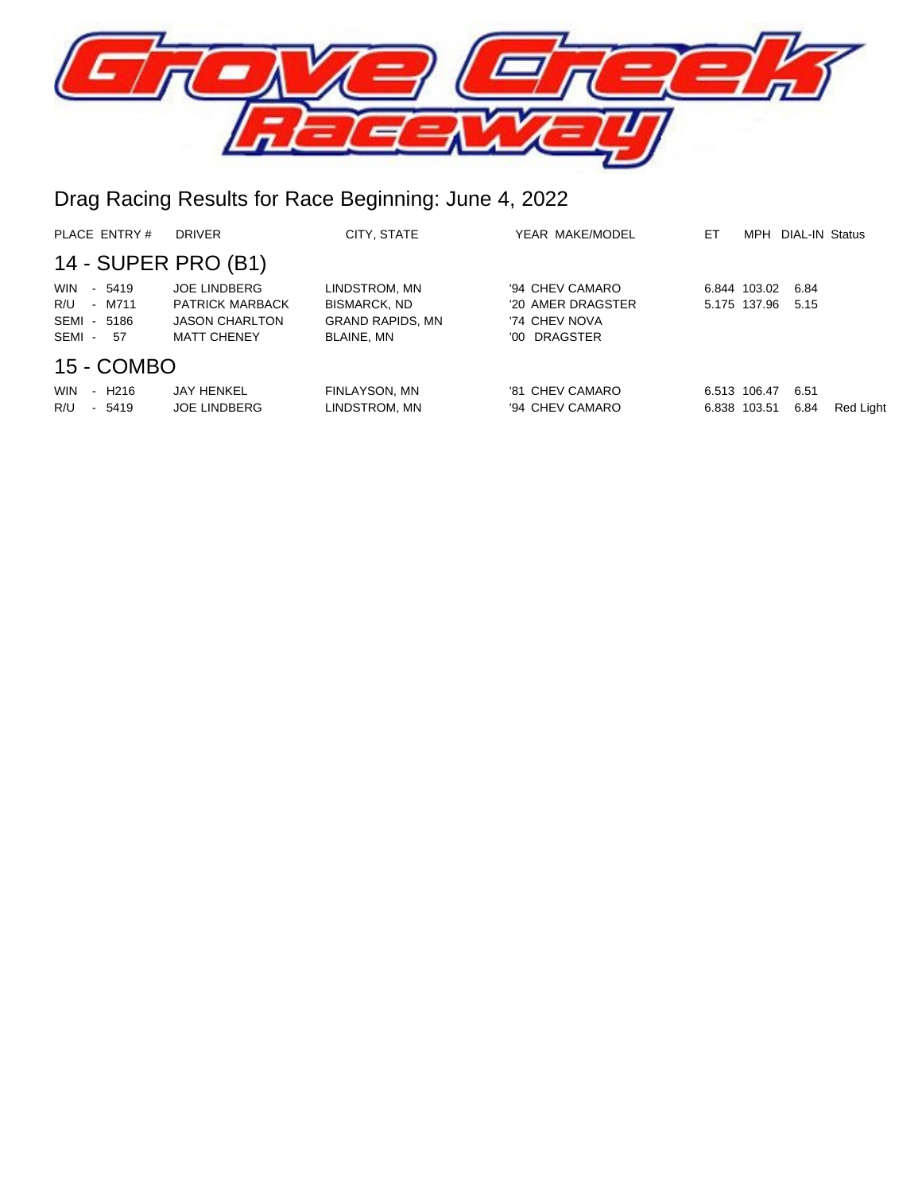Grove Creek Raceway

## Drag Racing Results for Race Beginning: June 4, 2022

| PLACE | ENTRY # | DRIVER | CITY, STATE | YEAR MAKE/MODEL | ET | MPH | DIAL-IN | Status |
|---|---|---|---|---|---|---|---|---|
| **14 - SUPER PRO (B1)** | | | | | | | | |
| WIN | 5419 | JOE LINDBERG | LINDSTROM, MN | '94 CHEV CAMARO | 6.844 | 103.02 | 6.84 | |
| R/U | M711 | PATRICK MARBACK | BISMARCK, ND | '20 AMER DRAGSTER | 5.175 | 137.96 | 5.15 | |
| SEMI | 5186 | JASON CHARLTON | GRAND RAPIDS, MN | '74 CHEV NOVA | | | | |
| SEMI | 57 | MATT CHENEY | BLAINE, MN | '00 DRAGSTER | | | | |
| **15 - COMBO** | | | | | | | | |
| WIN | H216 | JAY HENKEL | FINLAYSON, MN | '81 CHEV CAMARO | 6.513 | 106.47 | 6.51 | |
| R/U | 5419 | JOE LINDBERG | LINDSTROM, MN | '94 CHEV CAMARO | 6.838 | 103.51 | 6.84 | Red Light |